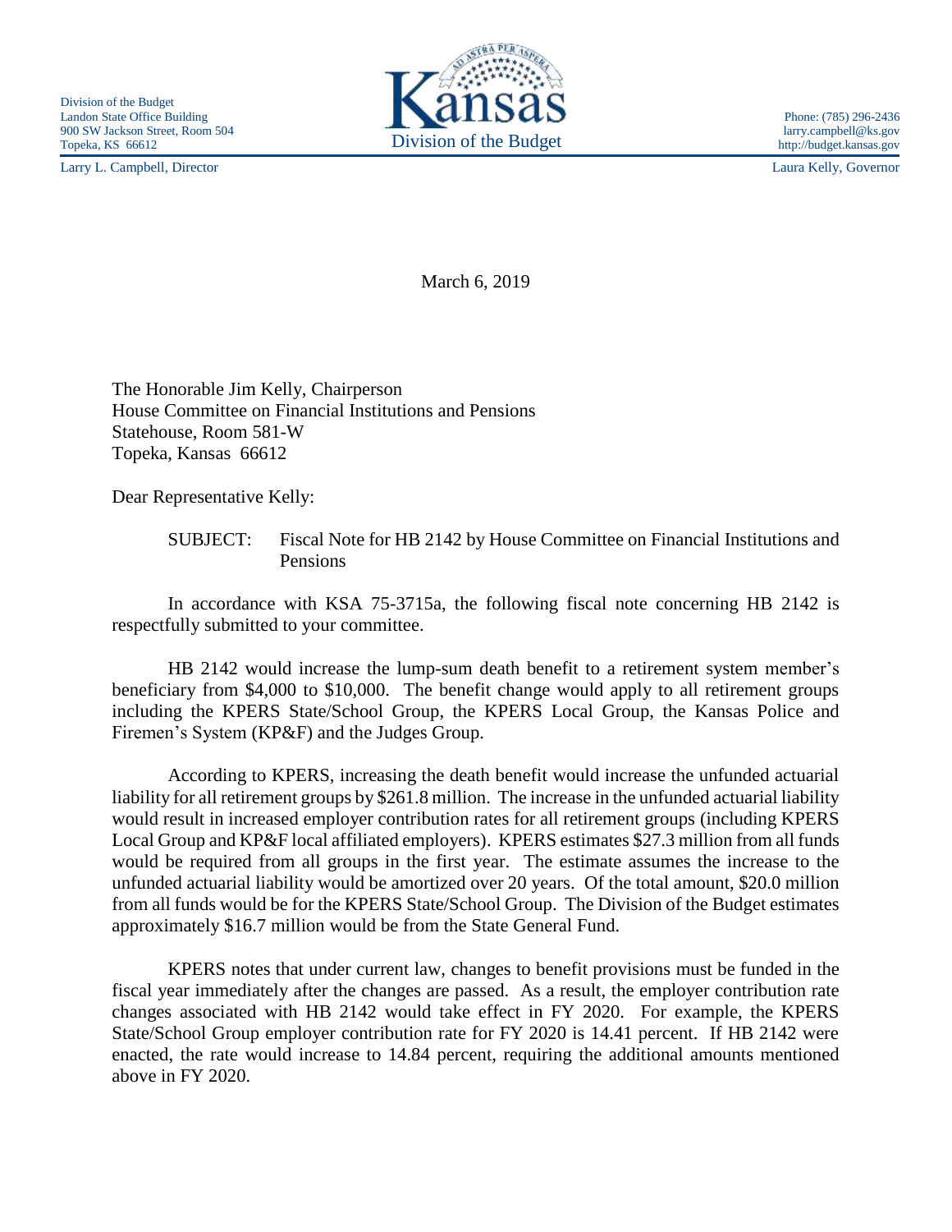Division of the Budget
Landon State Office Building
900 SW Jackson Street, Room 504
Topeka, KS 66612

Larry L. Campbell, Director

Kansas
Division of the Budget

Phone: (785) 296-2436
larry.campbell@ks.gov
http://budget.kansas.gov

Laura Kelly, Governor

March 6, 2019

The Honorable Jim Kelly, Chairperson
House Committee on Financial Institutions and Pensions
Statehouse, Room 581-W
Topeka, Kansas 66612

Dear Representative Kelly:

SUBJECT: Fiscal Note for HB 2142 by House Committee on Financial Institutions and Pensions

In accordance with KSA 75-3715a, the following fiscal note concerning HB 2142 is respectfully submitted to your committee.

HB 2142 would increase the lump-sum death benefit to a retirement system member's beneficiary from $4,000 to $10,000. The benefit change would apply to all retirement groups including the KPERS State/School Group, the KPERS Local Group, the Kansas Police and Firemen's System (KP&F) and the Judges Group.

According to KPERS, increasing the death benefit would increase the unfunded actuarial liability for all retirement groups by $261.8 million. The increase in the unfunded actuarial liability would result in increased employer contribution rates for all retirement groups (including KPERS Local Group and KP&F local affiliated employers). KPERS estimates $27.3 million from all funds would be required from all groups in the first year. The estimate assumes the increase to the unfunded actuarial liability would be amortized over 20 years. Of the total amount, $20.0 million from all funds would be for the KPERS State/School Group. The Division of the Budget estimates approximately $16.7 million would be from the State General Fund.

KPERS notes that under current law, changes to benefit provisions must be funded in the fiscal year immediately after the changes are passed. As a result, the employer contribution rate changes associated with HB 2142 would take effect in FY 2020. For example, the KPERS State/School Group employer contribution rate for FY 2020 is 14.41 percent. If HB 2142 were enacted, the rate would increase to 14.84 percent, requiring the additional amounts mentioned above in FY 2020.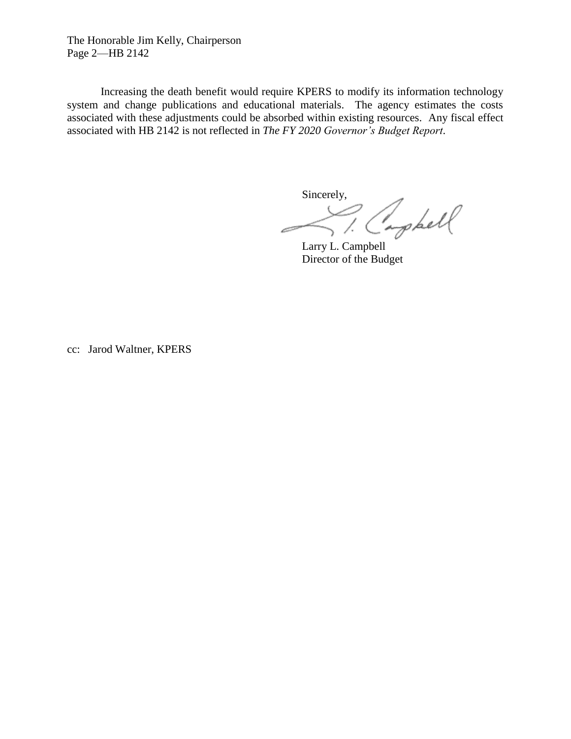Increasing the death benefit would require KPERS to modify its information technology system and change publications and educational materials. The agency estimates the costs associated with these adjustments could be absorbed within existing resources. Any fiscal effect associated with HB 2142 is not reflected in *The FY 2020 Governor's Budget Report*.

Sincerely,

Larry L. Campbell
Director of the Budget

cc: Jarod Waltner, KPERS